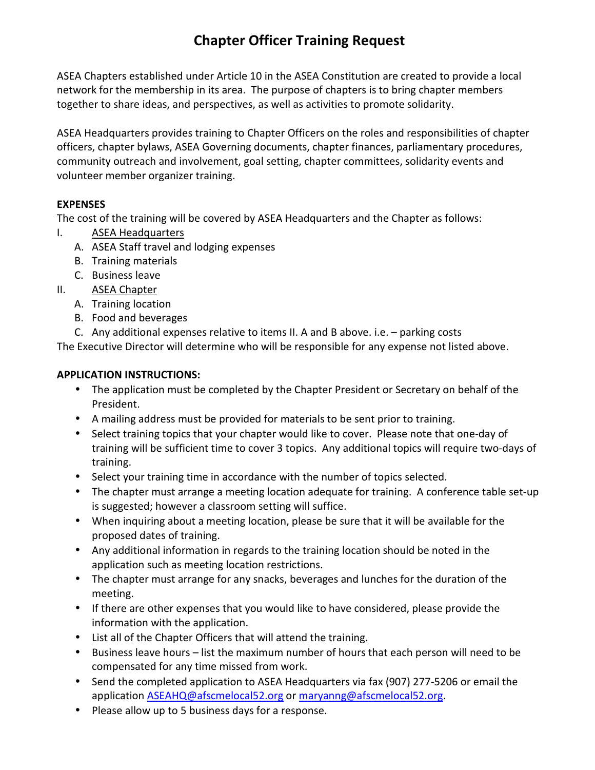# Chapter Officer Training Request

ASEA Chapters established under Article 10 in the ASEA Constitution are created to provide a local network for the membership in its area. The purpose of chapters is to bring chapter members together to share ideas, and perspectives, as well as activities to promote solidarity.

ASEA Headquarters provides training to Chapter Officers on the roles and responsibilities of chapter officers, chapter bylaws, ASEA Governing documents, chapter finances, parliamentary procedures, community outreach and involvement, goal setting, chapter committees, solidarity events and volunteer member organizer training.

**EXPENSES**

The cost of the training will be covered by ASEA Headquarters and the Chapter as follows:

I. ASEA Headquarters
   A. ASEA Staff travel and lodging expenses
   B. Training materials
   C. Business leave

II. ASEA Chapter
   A. Training location
   B. Food and beverages
   C. Any additional expenses relative to items II. A and B above. i.e. – parking costs

The Executive Director will determine who will be responsible for any expense not listed above.

**APPLICATION INSTRUCTIONS:**

- The application must be completed by the Chapter President or Secretary on behalf of the President.
- A mailing address must be provided for materials to be sent prior to training.
- Select training topics that your chapter would like to cover. Please note that one-day of training will be sufficient time to cover 3 topics. Any additional topics will require two-days of training.
- Select your training time in accordance with the number of topics selected.
- The chapter must arrange a meeting location adequate for training. A conference table set-up is suggested; however a classroom setting will suffice.
- When inquiring about a meeting location, please be sure that it will be available for the proposed dates of training.
- Any additional information in regards to the training location should be noted in the application such as meeting location restrictions.
- The chapter must arrange for any snacks, beverages and lunches for the duration of the meeting.
- If there are other expenses that you would like to have considered, please provide the information with the application.
- List all of the Chapter Officers that will attend the training.
- Business leave hours – list the maximum number of hours that each person will need to be compensated for any time missed from work.
- Send the completed application to ASEA Headquarters via fax (907) 277-5206 or email the application ASEAHQ@afscmelocal52.org or maryanng@afscmelocal52.org.
- Please allow up to 5 business days for a response.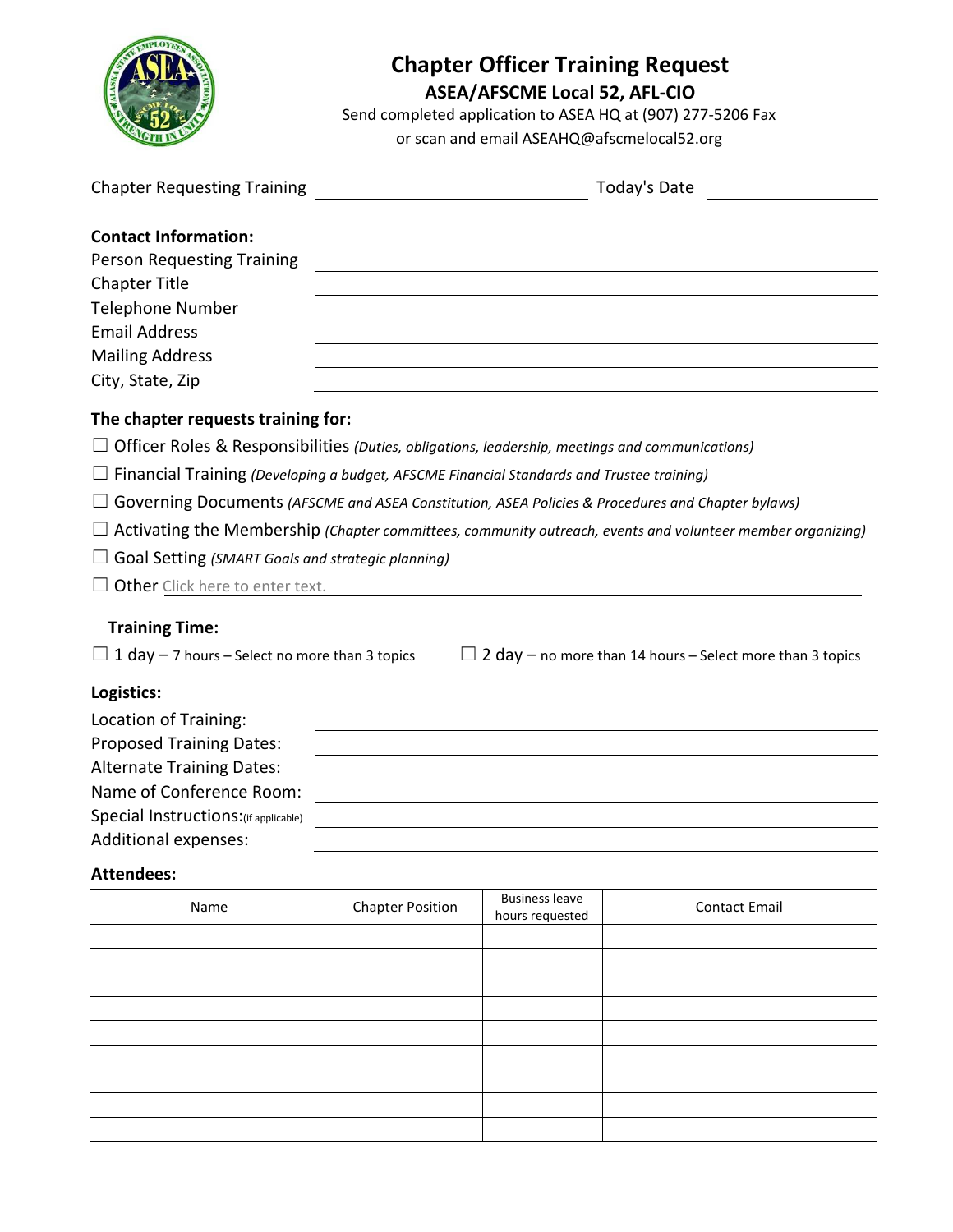# Chapter Officer Training Request

## ASEA/AFSCME Local 52, AFL-CIO

Send completed application to ASEA HQ at (907) 277-5206 Fax or scan and email ASEAHQ@afscmelocal52.org

Chapter Requesting Training ______________________ Today's Date ______________

**Contact Information:**

Person Requesting Training ______________________

Chapter Title ______________________

Telephone Number ______________________

Email Address ______________________

Mailing Address ______________________

City, State, Zip ______________________

**The chapter requests training for:**

☐ Officer Roles & Responsibilities *(Duties, obligations, leadership, meetings and communications)*

☐ Financial Training *(Developing a budget, AFSCME Financial Standards and Trustee training)*

☐ Governing Documents *(AFSCME and ASEA Constitution, ASEA Policies & Procedures and Chapter bylaws)*

☐ Activating the Membership *(Chapter committees, community outreach, events and volunteer member organizing)*

☐ Goal Setting *(SMART Goals and strategic planning)*

☐ Other Click here to enter text.

**Training Time:**

☐ 1 day – 7 hours – Select no more than 3 topics

☐ 2 day – no more than 14 hours – Select more than 3 topics

**Logistics:**

Location of Training: ______________________

Proposed Training Dates: ______________________

Alternate Training Dates: ______________________

Name of Conference Room: ______________________

Special Instructions: (if applicable) ______________________

Additional expenses: ______________________

**Attendees:**

| Name | Chapter Position | Business leave hours requested | Contact Email |
|---|---|---|---|
| | | | |
| | | | |
| | | | |
| | | | |
| | | | |
| | | | |
| | | | |
| | | | |
| | | | |